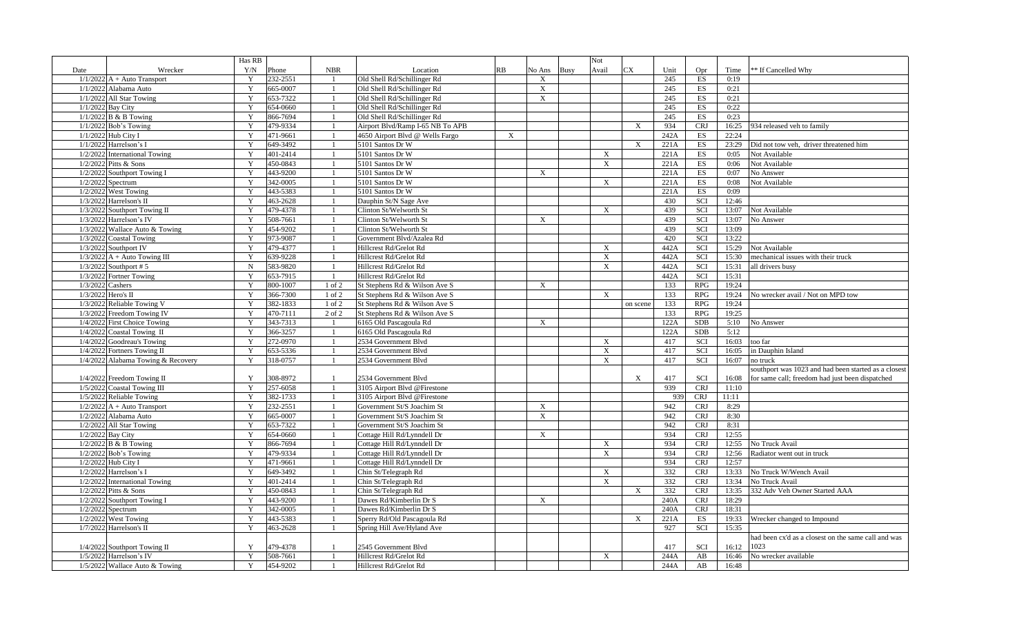| Date | Wrecker | Has RB Y/N | Phone | NBR | Location | RB | No Ans | Busy | Not Avail | CX | Unit | Opr | Time | ** If Cancelled Why |
|---|---|---|---|---|---|---|---|---|---|---|---|---|---|---|
| 1/1/2022 | A + Auto Transport | Y | 232-2551 | 1 | Old Shell Rd/Schillinger Rd | | X | | | | 245 | ES | 0:19 | |
| 1/1/2022 | Alabama Auto | Y | 665-0007 | 1 | Old Shell Rd/Schillinger Rd | | X | | | | 245 | ES | 0:21 | |
| 1/1/2022 | All Star Towing | Y | 653-7322 | 1 | Old Shell Rd/Schillinger Rd | | X | | | | 245 | ES | 0:21 | |
| 1/1/2022 | Bay City | Y | 654-0660 | 1 | Old Shell Rd/Schillinger Rd | | | | | | 245 | ES | 0:22 | |
| 1/1/2022 | B & B Towing | Y | 866-7694 | 1 | Old Shell Rd/Schillinger Rd | | | | | | 245 | ES | 0:23 | |
| 1/1/2022 | Bob's Towing | Y | 479-9334 | 1 | Airport Blvd/Ramp I-65 NB To APB | | | | | X | 934 | CRJ | 16:25 | 934 released veh to family |
| 1/1/2022 | Hub City I | Y | 471-9661 | 1 | 4650 Airport Blvd @ Wells Fargo | X | | | | | 242A | ES | 22:24 | |
| 1/1/2022 | Harrelson's I | Y | 649-3492 | 1 | 5101 Santos Dr W | | | | | X | 221A | ES | 23:29 | Did not tow veh, driver threatened him |
| 1/2/2022 | International Towing | Y | 401-2414 | 1 | 5101 Santos Dr W | | | | X | | 221A | ES | 0:05 | Not Available |
| 1/2/2022 | Pitts & Sons | Y | 450-0843 | 1 | 5101 Santos Dr W | | | | X | | 221A | ES | 0:06 | Not Available |
| 1/2/2022 | Southport Towing I | Y | 443-9200 | 1 | 5101 Santos Dr W | | X | | | | 221A | ES | 0:07 | No Answer |
| 1/2/2022 | Spectrum | Y | 342-0005 | 1 | 5101 Santos Dr W | | | | X | | 221A | ES | 0:08 | Not Available |
| 1/2/2022 | West Towing | Y | 443-5383 | 1 | 5101 Santos Dr W | | | | | | 221A | ES | 0:09 | |
| 1/3/2022 | Harrelson's II | Y | 463-2628 | 1 | Dauphin St/N Sage Ave | | | | | | 430 | SCI | 12:46 | |
| 1/3/2022 | Southport Towing II | Y | 479-4378 | 1 | Clinton St/Welworth St | | | | X | | 439 | SCI | 13:07 | Not Available |
| 1/3/2022 | Harrelson's IV | Y | 508-7661 | 1 | Clinton St/Welworth St | | X | | | | 439 | SCI | 13:07 | No Answer |
| 1/3/2022 | Wallace Auto & Towing | Y | 454-9202 | 1 | Clinton St/Welworth St | | | | | | 439 | SCI | 13:09 | |
| 1/3/2022 | Coastal Towing | Y | 973-9087 | 1 | Government Blvd/Azalea Rd | | | | | | 420 | SCI | 13:22 | |
| 1/3/2022 | Southport IV | Y | 479-4377 | 1 | Hillcrest Rd/Grelot Rd | | | | X | | 442A | SCI | 15:29 | Not Available |
| 1/3/2022 | A + Auto Towing III | Y | 639-9228 | 1 | Hillcrest Rd/Grelot Rd | | | | X | | 442A | SCI | 15:30 | mechanical issues with their truck |
| 1/3/2022 | Southport # 5 | N | 583-9820 | 1 | Hillcrest Rd/Grelot Rd | | | | X | | 442A | SCI | 15:31 | all drivers busy |
| 1/3/2022 | Fortner Towing | Y | 653-7915 | 1 | Hillcrest Rd/Grelot Rd | | | | | | 442A | SCI | 15:31 | |
| 1/3/2022 | Cashers | Y | 800-1007 | 1 of 2 | St Stephens Rd & Wilson Ave S | | X | | | | 133 | RPG | 19:24 | |
| 1/3/2022 | Hero's II | Y | 366-7300 | 1 of 2 | St Stephens Rd & Wilson Ave S | | | | X | | 133 | RPG | 19:24 | No wrecker avail / Not on MPD tow |
| 1/3/2022 | Reliable Towing V | Y | 382-1833 | 1 of 2 | St Stephens Rd & Wilson Ave S | | | | | on scene | 133 | RPG | 19:24 | |
| 1/3/2022 | Freedom Towing IV | Y | 470-7111 | 2 of 2 | St Stephens Rd & Wilson Ave S | | | | | | 133 | RPG | 19:25 | |
| 1/4/2022 | First Choice Towing | Y | 343-7313 | 1 | 6165 Old Pascagoula Rd | | X | | | | 122A | SDB | 5:10 | No Answer |
| 1/4/2022 | Coastal Towing II | Y | 366-3257 | 1 | 6165 Old Pascagoula Rd | | | | | | 122A | SDB | 5:12 | |
| 1/4/2022 | Goodreau's Towing | Y | 272-0970 | 1 | 2534 Government Blvd | | | | X | | 417 | SCI | 16:03 | too far |
| 1/4/2022 | Fortners Towing II | Y | 653-5336 | 1 | 2534 Government Blvd | | | | X | | 417 | SCI | 16:05 | in Dauphin Island |
| 1/4/2022 | Alabama Towing & Recovery | Y | 318-0757 | 1 | 2534 Government Blvd | | | | X | | 417 | SCI | 16:07 | no truck |
| 1/4/2022 | Freedom Towing II | Y | 308-8972 | 1 | 2534 Government Blvd | | | | | X | 417 | SCI | 16:08 | southport was 1023 and had been started as a closest for same call; freedom had just been dispatched |
| 1/5/2022 | Coastal Towing III | Y | 257-6058 | 1 | 3105 Airport Blvd @Firestone | | | | | | 939 | CRJ | 11:10 | |
| 1/5/2022 | Reliable Towing | Y | 382-1733 | 1 | 3105 Airport Blvd @Firestone | | | | | | 939 | CRJ | 11:11 | |
| 1/2/2022 | A + Auto Transport | Y | 232-2551 | 1 | Government St/S Joachim St | | X | | | | 942 | CRJ | 8:29 | |
| 1/2/2022 | Alabama Auto | Y | 665-0007 | 1 | Government St/S Joachim St | | X | | | | 942 | CRJ | 8:30 | |
| 1/2/2022 | All Star Towing | Y | 653-7322 | 1 | Government St/S Joachim St | | | | | | 942 | CRJ | 8:31 | |
| 1/2/2022 | Bay City | Y | 654-0660 | 1 | Cottage Hill Rd/Lynndell Dr | | X | | | | 934 | CRJ | 12:55 | |
| 1/2/2022 | B & B Towing | Y | 866-7694 | 1 | Cottage Hill Rd/Lynndell Dr | | | | X | | 934 | CRJ | 12:55 | No Truck Avail |
| 1/2/2022 | Bob's Towing | Y | 479-9334 | 1 | Cottage Hill Rd/Lynndell Dr | | | | X | | 934 | CRJ | 12:56 | Radiator went out in truck |
| 1/2/2022 | Hub City I | Y | 471-9661 | 1 | Cottage Hill Rd/Lynndell Dr | | | | | | 934 | CRJ | 12:57 | |
| 1/2/2022 | Harrelson's I | Y | 649-3492 | 1 | Chin St/Telegraph Rd | | | | X | | 332 | CRJ | 13:33 | No Truck W/Wench Avail |
| 1/2/2022 | International Towing | Y | 401-2414 | 1 | Chin St/Telegraph Rd | | | | X | | 332 | CRJ | 13:34 | No Truck Avail |
| 1/2/2022 | Pitts & Sons | Y | 450-0843 | 1 | Chin St/Telegraph Rd | | | | | X | 332 | CRJ | 13:35 | 332 Adv Veh Owner Started AAA |
| 1/2/2022 | Southport Towing I | Y | 443-9200 | 1 | Dawes Rd/Kimberlin Dr S | | X | | | | 240A | CRJ | 18:29 | |
| 1/2/2022 | Spectrum | Y | 342-0005 | 1 | Dawes Rd/Kimberlin Dr S | | | | | | 240A | CRJ | 18:31 | |
| 1/2/2022 | West Towing | Y | 443-5383 | 1 | Sperry Rd/Old Pascagoula Rd | | | | | X | 221A | ES | 19:33 | Wrecker changed to Impound |
| 1/7/2022 | Harrelson's II | Y | 463-2628 | 1 | Spring Hill Ave/Hyland Ave | | | | | | 927 | SCI | 15:35 | |
| 1/4/2022 | Southport Towing II | Y | 479-4378 | 1 | 2545 Government Blvd | | | | | | 417 | SCI | 16:12 | had been cx'd as a closest on the same call and was 1023 |
| 1/5/2022 | Harrelson's IV | Y | 508-7661 | 1 | Hillcrest Rd/Grelot Rd | | | | X | | 244A | AB | 16:46 | No wrecker available |
| 1/5/2022 | Wallace Auto & Towing | Y | 454-9202 | 1 | Hillcrest Rd/Grelot Rd | | | | | | 244A | AB | 16:48 | |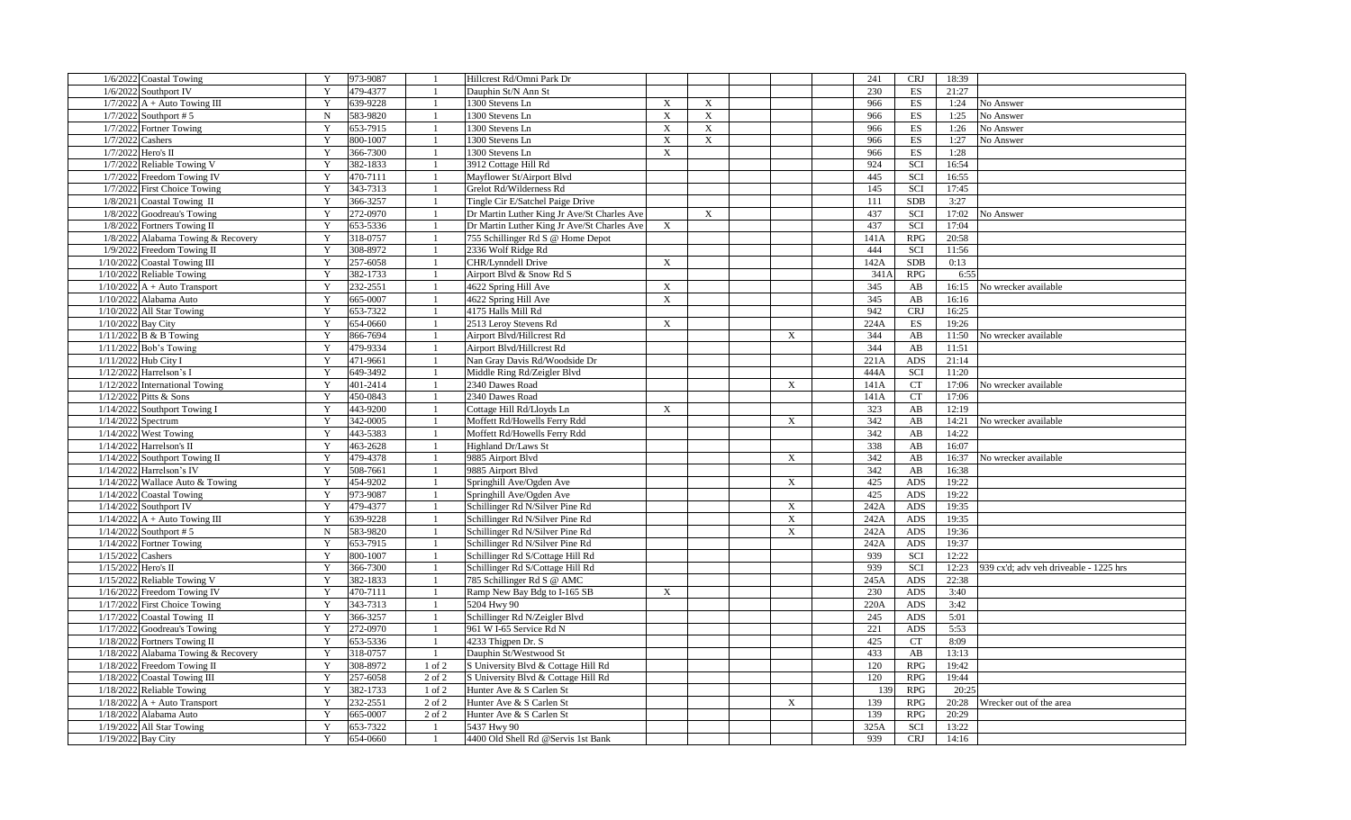| | | | | | | | | | | | | | | | |
|---|---|---|---|---|---|---|---|---|---|---|---|---|---|---|---|
| 1/6/2022 | Coastal Towing | Y | 973-9087 | 1 | Hillcrest Rd/Omni Park Dr | | | | | | | 241 | CRJ | 18:39 | |
| 1/6/2022 | Southport IV | Y | 479-4377 | 1 | Dauphin St/N Ann St | | | | | | | 230 | ES | 21:27 | |
| 1/7/2022 | A + Auto Towing III | Y | 639-9228 | 1 | 1300 Stevens Ln | X | X | | | | | 966 | ES | 1:24 | No Answer |
| 1/7/2022 | Southport # 5 | N | 583-9820 | 1 | 1300 Stevens Ln | X | X | | | | | 966 | ES | 1:25 | No Answer |
| 1/7/2022 | Fortner Towing | Y | 653-7915 | 1 | 1300 Stevens Ln | X | X | | | | | 966 | ES | 1:26 | No Answer |
| 1/7/2022 | Cashers | Y | 800-1007 | 1 | 1300 Stevens Ln | X | X | | | | | 966 | ES | 1:27 | No Answer |
| 1/7/2022 | Hero's II | Y | 366-7300 | 1 | 1300 Stevens Ln | X | | | | | | 966 | ES | 1:28 | |
| 1/7/2022 | Reliable Towing V | Y | 382-1833 | 1 | 3912 Cottage Hill Rd | | | | | | | 924 | SCI | 16:54 | |
| 1/7/2022 | Freedom Towing IV | Y | 470-7111 | 1 | Mayflower St/Airport Blvd | | | | | | | 445 | SCI | 16:55 | |
| 1/7/2022 | First Choice Towing | Y | 343-7313 | 1 | Grelot Rd/Wilderness Rd | | | | | | | 145 | SCI | 17:45 | |
| 1/8/2022 | Coastal Towing II | Y | 366-3257 | 1 | Tingle Cir E/Satchel Paige Drive | | | | | | | 111 | SDB | 3:27 | |
| 1/8/2022 | Goodreau's Towing | Y | 272-0970 | 1 | Dr Martin Luther King Jr Ave/St Charles Ave | | X | | | | | 437 | SCI | 17:02 | No Answer |
| 1/8/2022 | Fortners Towing II | Y | 653-5336 | 1 | Dr Martin Luther King Jr Ave/St Charles Ave | X | | | | | | 437 | SCI | 17:04 | |
| 1/8/2022 | Alabama Towing & Recovery | Y | 318-0757 | 1 | 755 Schillinger Rd S @ Home Depot | | | | | | | 141A | RPG | 20:58 | |
| 1/9/2022 | Freedom Towing II | Y | 308-8972 | 1 | 2336 Wolf Ridge Rd | | | | | | | 444 | SCI | 11:56 | |
| 1/10/2022 | Coastal Towing III | Y | 257-6058 | 1 | CHR/Lynndell Drive | X | | | | | | 142A | SDB | 0:13 | |
| 1/10/2022 | Reliable Towing | Y | 382-1733 | 1 | Airport Blvd & Snow Rd S | | | | | | | 341A | RPG | 6:55 | |
| 1/10/2022 | A + Auto Transport | Y | 232-2551 | 1 | 4622 Spring Hill Ave | X | | | | | | 345 | AB | 16:15 | No wrecker available |
| 1/10/2022 | Alabama Auto | Y | 665-0007 | 1 | 4622 Spring Hill Ave | X | | | | | | 345 | AB | 16:16 | |
| 1/10/2022 | All Star Towing | Y | 653-7322 | 1 | 4175 Halls Mill Rd | | | | | | | 942 | CRJ | 16:25 | |
| 1/10/2022 | Bay City | Y | 654-0660 | 1 | 2513 Leroy Stevens Rd | X | | | | | | 224A | ES | 19:26 | |
| 1/11/2022 | B & B Towing | Y | 866-7694 | 1 | Airport Blvd/Hillcrest Rd | | | | | X | | 344 | AB | 11:50 | No wrecker available |
| 1/11/2022 | Bob's Towing | Y | 479-9334 | 1 | Airport Blvd/Hillcrest Rd | | | | | | | 344 | AB | 11:51 | |
| 1/11/2022 | Hub City I | Y | 471-9661 | 1 | Nan Gray Davis Rd/Woodside Dr | | | | | | | 221A | ADS | 21:14 | |
| 1/12/2022 | Harrelson's I | Y | 649-3492 | 1 | Middle Ring Rd/Zeigler Blvd | | | | | | | 444A | SCI | 11:20 | |
| 1/12/2022 | International Towing | Y | 401-2414 | 1 | 2340 Dawes Road | | | | | X | | 141A | CT | 17:06 | No wrecker available |
| 1/12/2022 | Pitts & Sons | Y | 450-0843 | 1 | 2340 Dawes Road | | | | | | | 141A | CT | 17:06 | |
| 1/14/2022 | Southport Towing I | Y | 443-9200 | 1 | Cottage Hill Rd/Lloyds Ln | X | | | | | | 323 | AB | 12:19 | |
| 1/14/2022 | Spectrum | Y | 342-0005 | 1 | Moffett Rd/Howells Ferry Rdd | | | | | X | | 342 | AB | 14:21 | No wrecker available |
| 1/14/2022 | West Towing | Y | 443-5383 | 1 | Moffett Rd/Howells Ferry Rdd | | | | | | | 342 | AB | 14:22 | |
| 1/14/2022 | Harrelson's II | Y | 463-2628 | 1 | Highland Dr/Laws St | | | | | | | 338 | AB | 16:07 | |
| 1/14/2022 | Southport Towing II | Y | 479-4378 | 1 | 9885 Airport Blvd | | | | | X | | 342 | AB | 16:37 | No wrecker available |
| 1/14/2022 | Harrelson's IV | Y | 508-7661 | 1 | 9885 Airport Blvd | | | | | | | 342 | AB | 16:38 | |
| 1/14/2022 | Wallace Auto & Towing | Y | 454-9202 | 1 | Springhill Ave/Ogden Ave | | | | | X | | 425 | ADS | 19:22 | |
| 1/14/2022 | Coastal Towing | Y | 973-9087 | 1 | Springhill Ave/Ogden Ave | | | | | | | 425 | ADS | 19:22 | |
| 1/14/2022 | Southport IV | Y | 479-4377 | 1 | Schillinger Rd N/Silver Pine Rd | | | | | X | | 242A | ADS | 19:35 | |
| 1/14/2022 | A + Auto Towing III | Y | 639-9228 | 1 | Schillinger Rd N/Silver Pine Rd | | | | | X | | 242A | ADS | 19:35 | |
| 1/14/2022 | Southport # 5 | N | 583-9820 | 1 | Schillinger Rd N/Silver Pine Rd | | | | | X | | 242A | ADS | 19:36 | |
| 1/14/2022 | Fortner Towing | Y | 653-7915 | 1 | Schillinger Rd N/Silver Pine Rd | | | | | | | 242A | ADS | 19:37 | |
| 1/15/2022 | Cashers | Y | 800-1007 | 1 | Schillinger Rd S/Cottage Hill Rd | | | | | | | 939 | SCI | 12:22 | |
| 1/15/2022 | Hero's II | Y | 366-7300 | 1 | Schillinger Rd S/Cottage Hill Rd | | | | | | | 939 | SCI | 12:23 | 939 cx'd; adv veh driveable - 1225 hrs |
| 1/15/2022 | Reliable Towing V | Y | 382-1833 | 1 | 785 Schillinger Rd S @ AMC | | | | | | | 245A | ADS | 22:38 | |
| 1/16/2022 | Freedom Towing IV | Y | 470-7111 | 1 | Ramp New Bay Bdg to I-165 SB | X | | | | | | 230 | ADS | 3:40 | |
| 1/17/2022 | First Choice Towing | Y | 343-7313 | 1 | 5204 Hwy 90 | | | | | | | 220A | ADS | 3:42 | |
| 1/17/2022 | Coastal Towing II | Y | 366-3257 | 1 | Schillinger Rd N/Zeigler Blvd | | | | | | | 245 | ADS | 5:01 | |
| 1/17/2022 | Goodreau's Towing | Y | 272-0970 | 1 | 961 W I-65 Service Rd N | | | | | | | 221 | ADS | 5:53 | |
| 1/18/2022 | Fortners Towing II | Y | 653-5336 | 1 | 4233 Thigpen Dr. S | | | | | | | 425 | CT | 8:09 | |
| 1/18/2022 | Alabama Towing & Recovery | Y | 318-0757 | 1 | Dauphin St/Westwood St | | | | | | | 433 | AB | 13:13 | |
| 1/18/2022 | Freedom Towing II | Y | 308-8972 | 1 of 2 | S University Blvd & Cottage Hill Rd | | | | | | | 120 | RPG | 19:42 | |
| 1/18/2022 | Coastal Towing III | Y | 257-6058 | 2 of 2 | S University Blvd & Cottage Hill Rd | | | | | | | 120 | RPG | 19:44 | |
| 1/18/2022 | Reliable Towing | Y | 382-1733 | 1 of 2 | Hunter Ave & S Carlen St | | | | | | | 139 | RPG | 20:25 | |
| 1/18/2022 | A + Auto Transport | Y | 232-2551 | 2 of 2 | Hunter Ave & S Carlen St | | | | | X | | 139 | RPG | 20:28 | Wrecker out of the area |
| 1/18/2022 | Alabama Auto | Y | 665-0007 | 2 of 2 | Hunter Ave & S Carlen St | | | | | | | 139 | RPG | 20:29 | |
| 1/19/2022 | All Star Towing | Y | 653-7322 | 1 | 5437 Hwy 90 | | | | | | | 325A | SCI | 13:22 | |
| 1/19/2022 | Bay City | Y | 654-0660 | 1 | 4400 Old Shell Rd @Servis 1st Bank | | | | | | | 939 | CRJ | 14:16 | |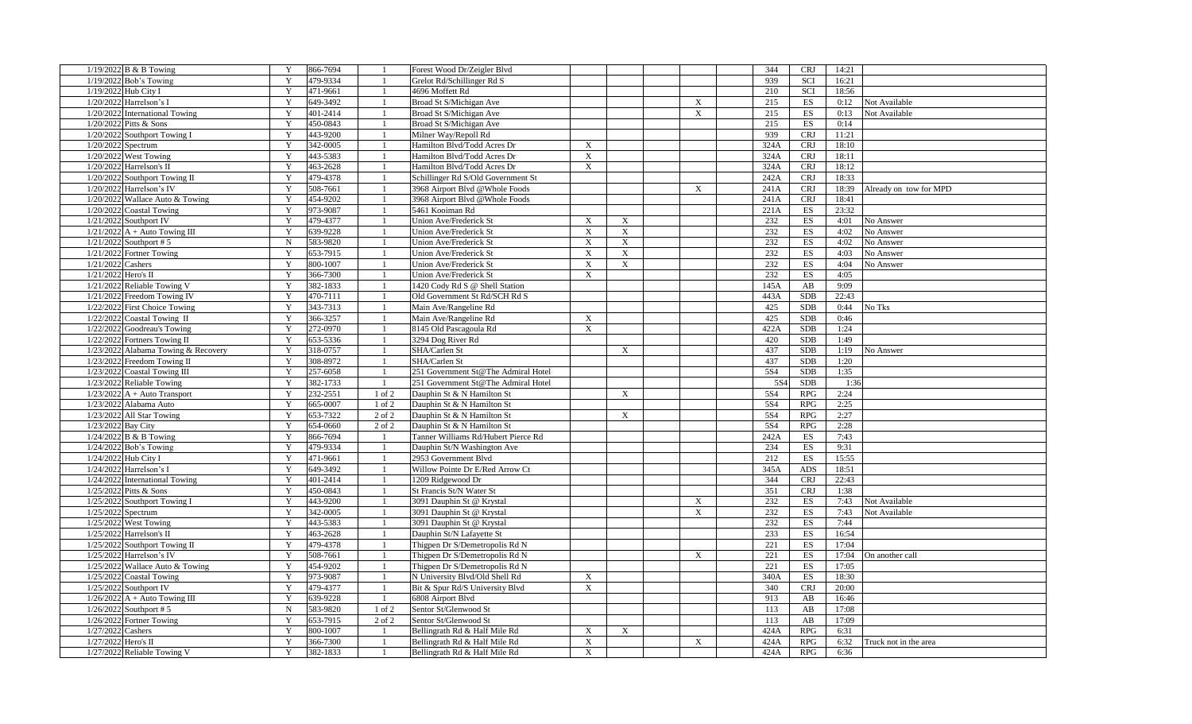| | | | | | | | | | | | | | | |
|---|---|---|---|---|---|---|---|---|---|---|---|---|---|---|
| 1/19/2022 | B & B Towing | Y | 866-7694 | 1 | Forest Wood Dr/Zeigler Blvd | | | | | | 344 | CRJ | 14:21 | |
| 1/19/2022 | Bob's Towing | Y | 479-9334 | 1 | Grelot Rd/Schillinger Rd S | | | | | | 939 | SCI | 16:21 | |
| 1/19/2022 | Hub City I | Y | 471-9661 | 1 | 4696 Moffett Rd | | | | | | 210 | SCI | 18:56 | |
| 1/20/2022 | Harrelson's I | Y | 649-3492 | 1 | Broad St S/Michigan Ave | | | | X | | 215 | ES | 0:12 | Not Available |
| 1/20/2022 | International Towing | Y | 401-2414 | 1 | Broad St S/Michigan Ave | | | | X | | 215 | ES | 0:13 | Not Available |
| 1/20/2022 | Pitts & Sons | Y | 450-0843 | 1 | Broad St S/Michigan Ave | | | | | | 215 | ES | 0:14 | |
| 1/20/2022 | Southport Towing I | Y | 443-9200 | 1 | Milner Way/Repoll Rd | | | | | | 939 | CRJ | 11:21 | |
| 1/20/2022 | Spectrum | Y | 342-0005 | 1 | Hamilton Blvd/Todd Acres Dr | X | | | | | 324A | CRJ | 18:10 | |
| 1/20/2022 | West Towing | Y | 443-5383 | 1 | Hamilton Blvd/Todd Acres Dr | X | | | | | 324A | CRJ | 18:11 | |
| 1/20/2022 | Harrelson's II | Y | 463-2628 | 1 | Hamilton Blvd/Todd Acres Dr | X | | | | | 324A | CRJ | 18:12 | |
| 1/20/2022 | Southport Towing II | Y | 479-4378 | 1 | Schillinger Rd S/Old Government St | | | | | | 242A | CRJ | 18:33 | |
| 1/20/2022 | Harrelson's IV | Y | 508-7661 | 1 | 3968 Airport Blvd @Whole Foods | | | | X | | 241A | CRJ | 18:39 | Already on tow for MPD |
| 1/20/2022 | Wallace Auto & Towing | Y | 454-9202 | 1 | 3968 Airport Blvd @Whole Foods | | | | | | 241A | CRJ | 18:41 | |
| 1/20/2022 | Coastal Towing | Y | 973-9087 | 1 | 5461 Kooiman Rd | | | | | | 221A | ES | 23:32 | |
| 1/21/2022 | Southport IV | Y | 479-4377 | 1 | Union Ave/Frederick St | X | X | | | | 232 | ES | 4:01 | No Answer |
| 1/21/2022 | A + Auto Towing III | Y | 639-9228 | 1 | Union Ave/Frederick St | X | X | | | | 232 | ES | 4:02 | No Answer |
| 1/21/2022 | Southport # 5 | N | 583-9820 | 1 | Union Ave/Frederick St | X | X | | | | 232 | ES | 4:02 | No Answer |
| 1/21/2022 | Fortner Towing | Y | 653-7915 | 1 | Union Ave/Frederick St | X | X | | | | 232 | ES | 4:03 | No Answer |
| 1/21/2022 | Cashers | Y | 800-1007 | 1 | Union Ave/Frederick St | X | X | | | | 232 | ES | 4:04 | No Answer |
| 1/21/2022 | Hero's II | Y | 366-7300 | 1 | Union Ave/Frederick St | X | | | | | 232 | ES | 4:05 | |
| 1/21/2022 | Reliable Towing V | Y | 382-1833 | 1 | 1420 Cody Rd S @ Shell Station | | | | | | 145A | AB | 9:09 | |
| 1/21/2022 | Freedom Towing IV | Y | 470-7111 | 1 | Old Government St Rd/SCH Rd S | | | | | | 443A | SDB | 22:43 | |
| 1/22/2022 | First Choice Towing | Y | 343-7313 | 1 | Main Ave/Rangeline Rd | | | | | | 425 | SDB | 0:44 | No Tks |
| 1/22/2022 | Coastal Towing II | Y | 366-3257 | 1 | Main Ave/Rangeline Rd | X | | | | | 425 | SDB | 0:46 | |
| 1/22/2022 | Goodreau's Towing | Y | 272-0970 | 1 | 8145 Old Pascagoula Rd | X | | | | | 422A | SDB | 1:24 | |
| 1/22/2022 | Fortners Towing II | Y | 653-5336 | 1 | 3294 Dog River Rd | | | | | | 420 | SDB | 1:49 | |
| 1/23/2022 | Alabama Towing & Recovery | Y | 318-0757 | 1 | SHA/Carlen St | | X | | | | 437 | SDB | 1:19 | No Answer |
| 1/23/2022 | Freedom Towing II | Y | 308-8972 | 1 | SHA/Carlen St | | | | | | 437 | SDB | 1:20 | |
| 1/23/2022 | Coastal Towing III | Y | 257-6058 | 1 | 251 Government St@The Admiral Hotel | | | | | | 5S4 | SDB | 1:35 | |
| 1/23/2022 | Reliable Towing | Y | 382-1733 | 1 | 251 Government St@The Admiral Hotel | | | | | | 5S4 | SDB | 1:36 | |
| 1/23/2022 | A + Auto Transport | Y | 232-2551 | 1 of 2 | Dauphin St & N Hamilton St | | X | | | | 5S4 | RPG | 2:24 | |
| 1/23/2022 | Alabama Auto | Y | 665-0007 | 1 of 2 | Dauphin St & N Hamilton St | | | | | | 5S4 | RPG | 2:25 | |
| 1/23/2022 | All Star Towing | Y | 653-7322 | 2 of 2 | Dauphin St & N Hamilton St | | X | | | | 5S4 | RPG | 2:27 | |
| 1/23/2022 | Bay City | Y | 654-0660 | 2 of 2 | Dauphin St & N Hamilton St | | | | | | 5S4 | RPG | 2:28 | |
| 1/24/2022 | B & B Towing | Y | 866-7694 | 1 | Tanner Williams Rd/Hubert Pierce Rd | | | | | | 242A | ES | 7:43 | |
| 1/24/2022 | Bob's Towing | Y | 479-9334 | 1 | Dauphin St/N Washington Ave | | | | | | 234 | ES | 9:31 | |
| 1/24/2022 | Hub City I | Y | 471-9661 | 1 | 2953 Government Blvd | | | | | | 212 | ES | 15:55 | |
| 1/24/2022 | Harrelson's I | Y | 649-3492 | 1 | Willow Pointe Dr E/Red Arrow Ct | | | | | | 345A | ADS | 18:51 | |
| 1/24/2022 | International Towing | Y | 401-2414 | 1 | 1209 Ridgewood Dr | | | | | | 344 | CRJ | 22:43 | |
| 1/25/2022 | Pitts & Sons | Y | 450-0843 | 1 | St Francis St/N Water St | | | | | | 351 | CRJ | 1:38 | |
| 1/25/2022 | Southport Towing I | Y | 443-9200 | 1 | 3091 Dauphin St @ Krystal | | | | X | | 232 | ES | 7:43 | Not Available |
| 1/25/2022 | Spectrum | Y | 342-0005 | 1 | 3091 Dauphin St @ Krystal | | | | X | | 232 | ES | 7:43 | Not Available |
| 1/25/2022 | West Towing | Y | 443-5383 | 1 | 3091 Dauphin St @ Krystal | | | | | | 232 | ES | 7:44 | |
| 1/25/2022 | Harrelson's II | Y | 463-2628 | 1 | Dauphin St/N Lafayette St | | | | | | 233 | ES | 16:54 | |
| 1/25/2022 | Southport Towing II | Y | 479-4378 | 1 | Thigpen Dr S/Demetropolis Rd N | | | | | | 221 | ES | 17:04 | |
| 1/25/2022 | Harrelson's IV | Y | 508-7661 | 1 | Thigpen Dr S/Demetropolis Rd N | | | | X | | 221 | ES | 17:04 | On another call |
| 1/25/2022 | Wallace Auto & Towing | Y | 454-9202 | 1 | Thigpen Dr S/Demetropolis Rd N | | | | | | 221 | ES | 17:05 | |
| 1/25/2022 | Coastal Towing | Y | 973-9087 | 1 | N University Blvd/Old Shell Rd | X | | | | | 340A | ES | 18:30 | |
| 1/25/2022 | Southport IV | Y | 479-4377 | 1 | Bit & Spur Rd/S University Blvd | X | | | | | 340 | CRJ | 20:00 | |
| 1/26/2022 | A + Auto Towing III | Y | 639-9228 | 1 | 6808 Airport Blvd | | | | | | 913 | AB | 16:46 | |
| 1/26/2022 | Southport # 5 | N | 583-9820 | 1 of 2 | Sentor St/Glenwood St | | | | | | 113 | AB | 17:08 | |
| 1/26/2022 | Fortner Towing | Y | 653-7915 | 2 of 2 | Sentor St/Glenwood St | | | | | | 113 | AB | 17:09 | |
| 1/27/2022 | Cashers | Y | 800-1007 | 1 | Bellingrath Rd & Half Mile Rd | X | X | | | | 424A | RPG | 6:31 | |
| 1/27/2022 | Hero's II | Y | 366-7300 | 1 | Bellingrath Rd & Half Mile Rd | X | | | X | | 424A | RPG | 6:32 | Truck not in the area |
| 1/27/2022 | Reliable Towing V | Y | 382-1833 | 1 | Bellingrath Rd & Half Mile Rd | X | | | | | 424A | RPG | 6:36 | |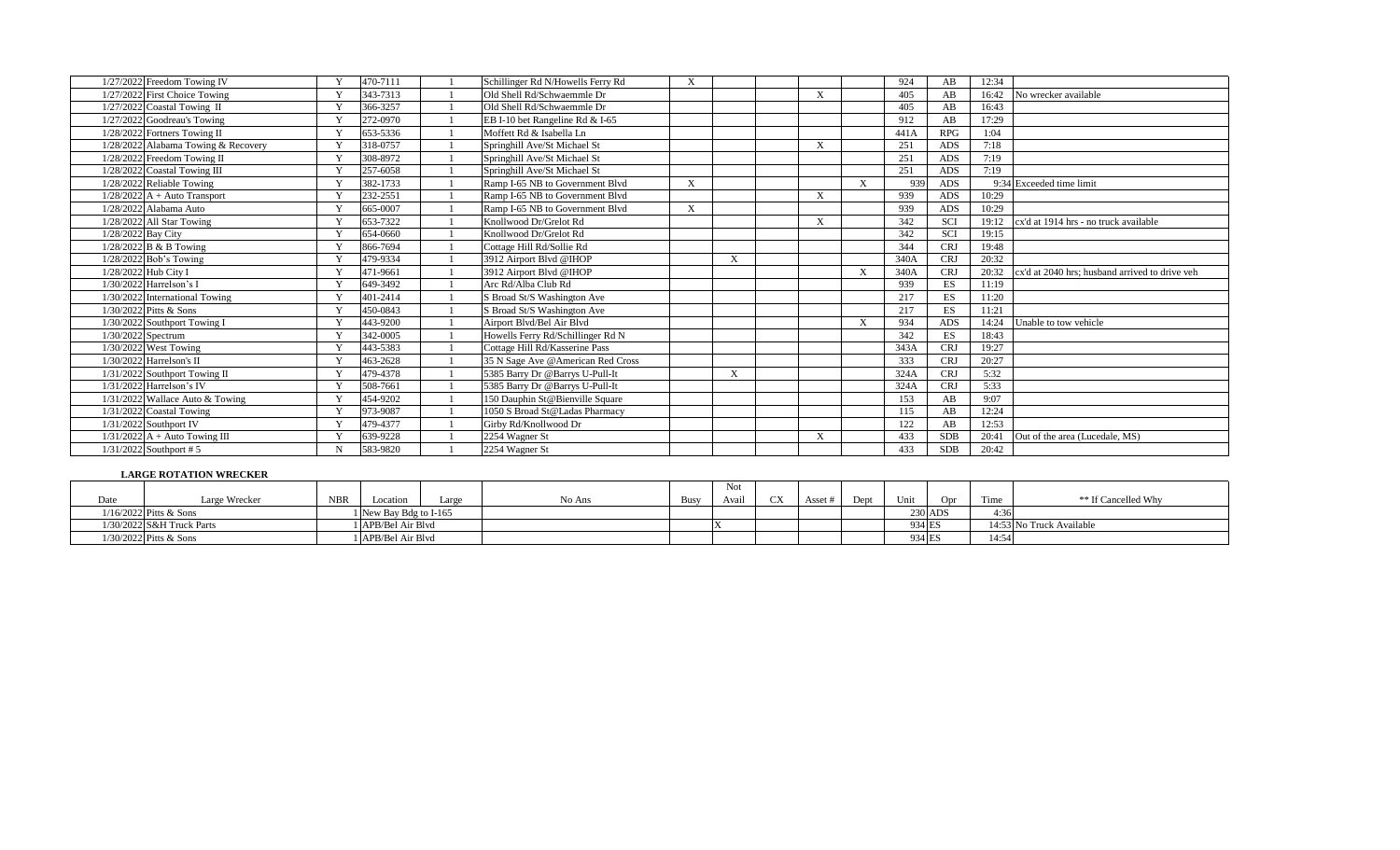| | | | | | | | | | | | | | | |
|---|---|---|---|---|---|---|---|---|---|---|---|---|---|---|
| 1/27/2022 | Freedom Towing IV | Y | 470-7111 | 1 | Schillinger Rd N/Howells Ferry Rd | X | | | | | 924 | AB | 12:34 | |
| 1/27/2022 | First Choice Towing | Y | 343-7313 | 1 | Old Shell Rd/Schwaemmle Dr | | | | X | | 405 | AB | 16:42 | No wrecker available |
| 1/27/2022 | Coastal Towing II | Y | 366-3257 | 1 | Old Shell Rd/Schwaemmle Dr | | | | | | 405 | AB | 16:43 | |
| 1/27/2022 | Goodreau's Towing | Y | 272-0970 | 1 | EB I-10 bet Rangeline Rd & I-65 | | | | | | 912 | AB | 17:29 | |
| 1/28/2022 | Fortners Towing II | Y | 653-5336 | 1 | Moffett Rd & Isabella Ln | | | | | | 441A | RPG | 1:04 | |
| 1/28/2022 | Alabama Towing & Recovery | Y | 318-0757 | 1 | Springhill Ave/St Michael St | | | | X | | 251 | ADS | 7:18 | |
| 1/28/2022 | Freedom Towing II | Y | 308-8972 | 1 | Springhill Ave/St Michael St | | | | | | 251 | ADS | 7:19 | |
| 1/28/2022 | Coastal Towing III | Y | 257-6058 | 1 | Springhill Ave/St Michael St | | | | | | 251 | ADS | 7:19 | |
| 1/28/2022 | Reliable Towing | Y | 382-1733 | 1 | Ramp I-65 NB to Government Blvd | X | | | | X | 939 | ADS | 9:34 | Exceeded time limit |
| 1/28/2022 | A + Auto Transport | Y | 232-2551 | 1 | Ramp I-65 NB to Government Blvd | | | | X | | 939 | ADS | 10:29 | |
| 1/28/2022 | Alabama Auto | Y | 665-0007 | 1 | Ramp I-65 NB to Government Blvd | X | | | | | 939 | ADS | 10:29 | |
| 1/28/2022 | All Star Towing | Y | 653-7322 | 1 | Knollwood Dr/Grelot Rd | | | | X | | 342 | SCI | 19:12 | cx'd at 1914 hrs - no truck available |
| 1/28/2022 | Bay City | Y | 654-0660 | 1 | Knollwood Dr/Grelot Rd | | | | | | 342 | SCI | 19:15 | |
| 1/28/2022 | B & B Towing | Y | 866-7694 | 1 | Cottage Hill Rd/Sollie Rd | | | | | | 344 | CRJ | 19:48 | |
| 1/28/2022 | Bob's Towing | Y | 479-9334 | 1 | 3912 Airport Blvd @IHOP | | X | | | | 340A | CRJ | 20:32 | |
| 1/28/2022 | Hub City I | Y | 471-9661 | 1 | 3912 Airport Blvd @IHOP | | | | | X | 340A | CRJ | 20:32 | cx'd at 2040 hrs; husband arrived to drive veh |
| 1/30/2022 | Harrelson's I | Y | 649-3492 | 1 | Arc Rd/Alba Club Rd | | | | | | 939 | ES | 11:19 | |
| 1/30/2022 | International Towing | Y | 401-2414 | 1 | S Broad St/S Washington Ave | | | | | | 217 | ES | 11:20 | |
| 1/30/2022 | Pitts & Sons | Y | 450-0843 | 1 | S Broad St/S Washington Ave | | | | | | 217 | ES | 11:21 | |
| 1/30/2022 | Southport Towing I | Y | 443-9200 | 1 | Airport Blvd/Bel Air Blvd | | | | | X | 934 | ADS | 14:24 | Unable to tow vehicle |
| 1/30/2022 | Spectrum | Y | 342-0005 | 1 | Howells Ferry Rd/Schillinger Rd N | | | | | | 342 | ES | 18:43 | |
| 1/30/2022 | West Towing | Y | 443-5383 | 1 | Cottage Hill Rd/Kasserine Pass | | | | | | 343A | CRJ | 19:27 | |
| 1/30/2022 | Harrelson's II | Y | 463-2628 | 1 | 35 N Sage Ave @American Red Cross | | | | | | 333 | CRJ | 20:27 | |
| 1/31/2022 | Southport Towing II | Y | 479-4378 | 1 | 5385 Barry Dr @Barrys U-Pull-It | | X | | | | 324A | CRJ | 5:32 | |
| 1/31/2022 | Harrelson's IV | Y | 508-7661 | 1 | 5385 Barry Dr @Barrys U-Pull-It | | | | | | 324A | CRJ | 5:33 | |
| 1/31/2022 | Wallace Auto & Towing | Y | 454-9202 | 1 | 150 Dauphin St@Bienville Square | | | | | | 153 | AB | 9:07 | |
| 1/31/2022 | Coastal Towing | Y | 973-9087 | 1 | 1050 S Broad St@Ladas Pharmacy | | | | | | 115 | AB | 12:24 | |
| 1/31/2022 | Southport IV | Y | 479-4377 | 1 | Girby Rd/Knollwood Dr | | | | | | 122 | AB | 12:53 | |
| 1/31/2022 | A + Auto Towing III | Y | 639-9228 | 1 | 2254 Wagner St | | | | X | | 433 | SDB | 20:41 | Out of the area (Lucedale, MS) |
| 1/31/2022 | Southport # 5 | N | 583-9820 | 1 | 2254 Wagner St | | | | | | 433 | SDB | 20:42 | |

**LARGE ROTATION WRECKER**

| Date | Large Wrecker | NBR | Location | Large | No Ans | Busy | Not Avail | CX | Asset # | Dept | Unit | Opr | Time | ** If Cancelled Why |
|---|---|---|---|---|---|---|---|---|---|---|---|---|---|---|
| 1/16/2022 | Pitts & Sons | 1 | New Bay Bdg to I-165 | | | | | | | | 230 | ADS | 4:36 | |
| 1/30/2022 | S&H Truck Parts | 1 | APB/Bel Air Blvd | | | | X | | | | 934 | ES | 14:53 | No Truck Available |
| 1/30/2022 | Pitts & Sons | 1 | APB/Bel Air Blvd | | | | | | | | 934 | ES | 14:54 | |